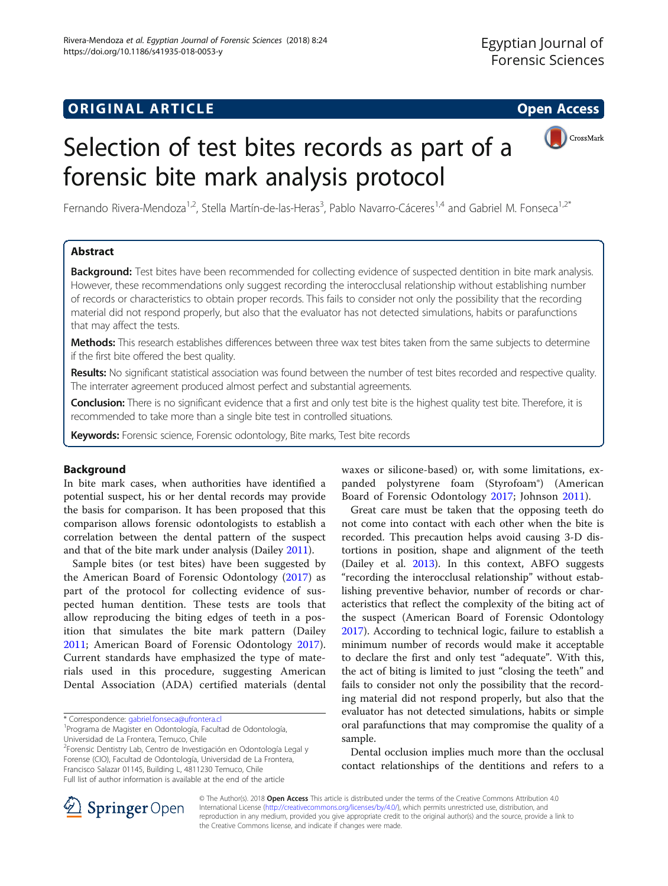ORIGINAL ARTICLE **Open Access**

# Selection of test bites records as part of a forensic bite mark analysis protocol

Fernando Rivera-Mendoza[1,2], Stella Martín-de-las-Heras[3], Pablo Navarro-Cáceres[1,4] and Gabriel M. Fonseca[1,2*]

## Abstract

**Background:** Test bites have been recommended for collecting evidence of suspected dentition in bite mark analysis. However, these recommendations only suggest recording the interocclusal relationship without establishing number of records or characteristics to obtain proper records. This fails to consider not only the possibility that the recording material did not respond properly, but also that the evaluator has not detected simulations, habits or parafunctions that may affect the tests.

**Methods:** This research establishes differences between three wax test bites taken from the same subjects to determine if the first bite offered the best quality.

**Results:** No significant statistical association was found between the number of test bites recorded and respective quality. The interrater agreement produced almost perfect and substantial agreements.

**Conclusion:** There is no significant evidence that a first and only test bite is the highest quality test bite. Therefore, it is recommended to take more than a single bite test in controlled situations.

**Keywords:** Forensic science, Forensic odontology, Bite marks, Test bite records

## Background

In bite mark cases, when authorities have identified a potential suspect, his or her dental records may provide the basis for comparison. It has been proposed that this comparison allows forensic odontologists to establish a correlation between the dental pattern of the suspect and that of the bite mark under analysis (Dailey 2011).

Sample bites (or test bites) have been suggested by the American Board of Forensic Odontology (2017) as part of the protocol for collecting evidence of suspected human dentition. These tests are tools that allow reproducing the biting edges of teeth in a position that simulates the bite mark pattern (Dailey 2011; American Board of Forensic Odontology 2017). Current standards have emphasized the type of materials used in this procedure, suggesting American Dental Association (ADA) certified materials (dental waxes or silicone-based) or, with some limitations, expanded polystyrene foam (Styrofoam®) (American Board of Forensic Odontology 2017; Johnson 2011).

Great care must be taken that the opposing teeth do not come into contact with each other when the bite is recorded. This precaution helps avoid causing 3-D distortions in position, shape and alignment of the teeth (Dailey et al. 2013). In this context, ABFO suggests "recording the interocclusal relationship" without establishing preventive behavior, number of records or characteristics that reflect the complexity of the biting act of the suspect (American Board of Forensic Odontology 2017). According to technical logic, failure to establish a minimum number of records would make it acceptable to declare the first and only test "adequate". With this, the act of biting is limited to just "closing the teeth" and fails to consider not only the possibility that the recording material did not respond properly, but also that the evaluator has not detected simulations, habits or simple oral parafunctions that may compromise the quality of a sample.

Dental occlusion implies much more than the occlusal contact relationships of the dentitions and refers to a

---

* Correspondence: gabriel.fonseca@ufrontera.cl
[1]Programa de Magister en Odontología, Facultad de Odontología, Universidad de La Frontera, Temuco, Chile
[2]Forensic Dentistry Lab, Centro de Investigación en Odontología Legal y Forense (CIO), Facultad de Odontología, Universidad de La Frontera, Francisco Salazar 01145, Building L, 4811230 Temuco, Chile
Full list of author information is available at the end of the article

© The Author(s). 2018 **Open Access** This article is distributed under the terms of the Creative Commons Attribution 4.0 International License (http://creativecommons.org/licenses/by/4.0/), which permits unrestricted use, distribution, and reproduction in any medium, provided you give appropriate credit to the original author(s) and the source, provide a link to the Creative Commons license, and indicate if changes were made.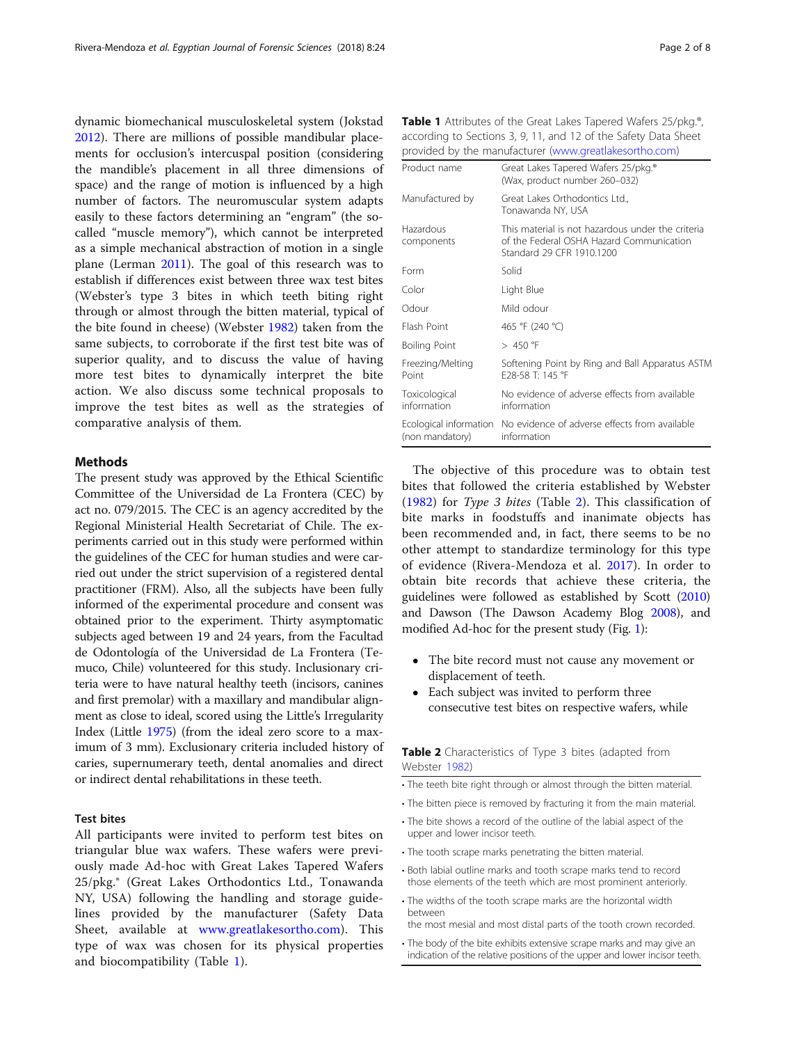dynamic biomechanical musculoskeletal system (Jokstad 2012). There are millions of possible mandibular placements for occlusion's intercuspal position (considering the mandible's placement in all three dimensions of space) and the range of motion is influenced by a high number of factors. The neuromuscular system adapts easily to these factors determining an "engram" (the so-called "muscle memory"), which cannot be interpreted as a simple mechanical abstraction of motion in a single plane (Lerman 2011). The goal of this research was to establish if differences exist between three wax test bites (Webster's type 3 bites in which teeth biting right through or almost through the bitten material, typical of the bite found in cheese) (Webster 1982) taken from the same subjects, to corroborate if the first test bite was of superior quality, and to discuss the value of having more test bites to dynamically interpret the bite action. We also discuss some technical proposals to improve the test bites as well as the strategies of comparative analysis of them.

## Methods

The present study was approved by the Ethical Scientific Committee of the Universidad de La Frontera (CEC) by act no. 079/2015. The CEC is an agency accredited by the Regional Ministerial Health Secretariat of Chile. The experiments carried out in this study were performed within the guidelines of the CEC for human studies and were carried out under the strict supervision of a registered dental practitioner (FRM). Also, all the subjects have been fully informed of the experimental procedure and consent was obtained prior to the experiment. Thirty asymptomatic subjects aged between 19 and 24 years, from the Facultad de Odontología of the Universidad de La Frontera (Temuco, Chile) volunteered for this study. Inclusionary criteria were to have natural healthy teeth (incisors, canines and first premolar) with a maxillary and mandibular alignment as close to ideal, scored using the Little's Irregularity Index (Little 1975) (from the ideal zero score to a maximum of 3 mm). Exclusionary criteria included history of caries, supernumerary teeth, dental anomalies and direct or indirect dental rehabilitations in these teeth.

### Test bites

All participants were invited to perform test bites on triangular blue wax wafers. These wafers were previously made Ad-hoc with Great Lakes Tapered Wafers 25/pkg.® (Great Lakes Orthodontics Ltd., Tonawanda NY, USA) following the handling and storage guidelines provided by the manufacturer (Safety Data Sheet, available at www.greatlakesortho.com). This type of wax was chosen for its physical properties and biocompatibility (Table 1).

**Table 1** Attributes of the Great Lakes Tapered Wafers 25/pkg.®, according to Sections 3, 9, 11, and 12 of the Safety Data Sheet provided by the manufacturer (www.greatlakesortho.com)

| | |
|---|---|
| Product name | Great Lakes Tapered Wafers 25/pkg.® (Wax, product number 260–032) |
| Manufactured by | Great Lakes Orthodontics Ltd., Tonawanda NY, USA |
| Hazardous components | This material is not hazardous under the criteria of the Federal OSHA Hazard Communication Standard 29 CFR 1910.1200 |
| Form | Solid |
| Color | Light Blue |
| Odour | Mild odour |
| Flash Point | 465 °F (240 °C) |
| Boiling Point | > 450 °F |
| Freezing/Melting Point | Softening Point by Ring and Ball Apparatus ASTM E28-58 T: 145 °F |
| Toxicological information | No evidence of adverse effects from available information |
| Ecological information (non mandatory) | No evidence of adverse effects from available information |

The objective of this procedure was to obtain test bites that followed the criteria established by Webster (1982) for *Type 3 bites* (Table 2). This classification of bite marks in foodstuffs and inanimate objects has been recommended and, in fact, there seems to be no other attempt to standardize terminology for this type of evidence (Rivera-Mendoza et al. 2017). In order to obtain bite records that achieve these criteria, the guidelines were followed as established by Scott (2010) and Dawson (The Dawson Academy Blog 2008), and modified Ad-hoc for the present study (Fig. 1):

- The bite record must not cause any movement or displacement of teeth.
- Each subject was invited to perform three consecutive test bites on respective wafers, while

**Table 2** Characteristics of Type 3 bites (adapted from Webster 1982)

| |
|---|
| • The teeth bite right through or almost through the bitten material. |
| • The bitten piece is removed by fracturing it from the main material. |
| • The bite shows a record of the outline of the labial aspect of the upper and lower incisor teeth. |
| • The tooth scrape marks penetrating the bitten material. |
| • Both labial outline marks and tooth scrape marks tend to record those elements of the teeth which are most prominent anteriorly. |
| • The widths of the tooth scrape marks are the horizontal width between the most mesial and most distal parts of the tooth crown recorded. |
| • The body of the bite exhibits extensive scrape marks and may give an indication of the relative positions of the upper and lower incisor teeth. |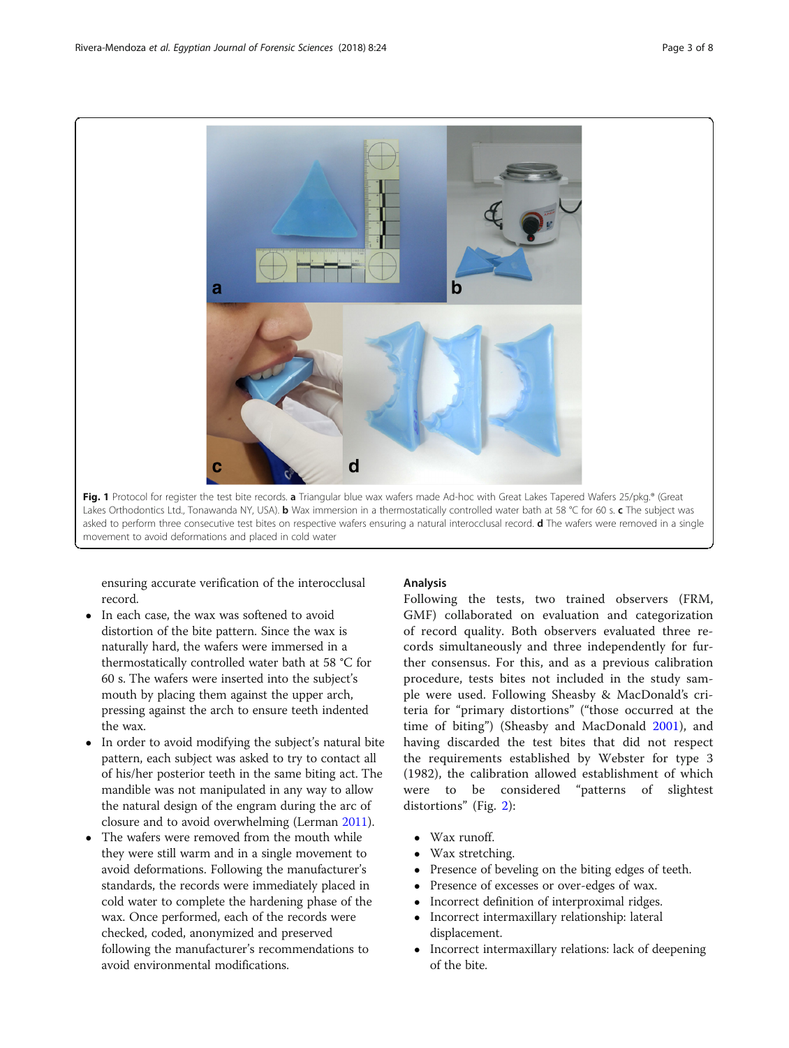**Fig. 1** Protocol for register the test bite records. **a** Triangular blue wax wafers made Ad-hoc with Great Lakes Tapered Wafers 25/pkg.® (Great Lakes Orthodontics Ltd., Tonawanda NY, USA). **b** Wax immersion in a thermostatically controlled water bath at 58 °C for 60 s. **c** The subject was asked to perform three consecutive test bites on respective wafers ensuring a natural interocclusal record. **d** The wafers were removed in a single movement to avoid deformations and placed in cold water

ensuring accurate verification of the interocclusal record.

- In each case, the wax was softened to avoid distortion of the bite pattern. Since the wax is naturally hard, the wafers were immersed in a thermostatically controlled water bath at 58 °C for 60 s. The wafers were inserted into the subject's mouth by placing them against the upper arch, pressing against the arch to ensure teeth indented the wax.
- In order to avoid modifying the subject's natural bite pattern, each subject was asked to try to contact all of his/her posterior teeth in the same biting act. The mandible was not manipulated in any way to allow the natural design of the engram during the arc of closure and to avoid overwhelming (Lerman 2011).
- The wafers were removed from the mouth while they were still warm and in a single movement to avoid deformations. Following the manufacturer's standards, the records were immediately placed in cold water to complete the hardening phase of the wax. Once performed, each of the records were checked, coded, anonymized and preserved following the manufacturer's recommendations to avoid environmental modifications.

## Analysis

Following the tests, two trained observers (FRM, GMF) collaborated on evaluation and categorization of record quality. Both observers evaluated three records simultaneously and three independently for further consensus. For this, and as a previous calibration procedure, tests bites not included in the study sample were used. Following Sheasby & MacDonald's criteria for "primary distortions" ("those occurred at the time of biting") (Sheasby and MacDonald 2001), and having discarded the test bites that did not respect the requirements established by Webster for type 3 (1982), the calibration allowed establishment of which were to be considered "patterns of slightest distortions" (Fig. 2):

- Wax runoff.
- Wax stretching.
- Presence of beveling on the biting edges of teeth.
- Presence of excesses or over-edges of wax.
- Incorrect definition of interproximal ridges.
- Incorrect intermaxillary relationship: lateral displacement.
- Incorrect intermaxillary relations: lack of deepening of the bite.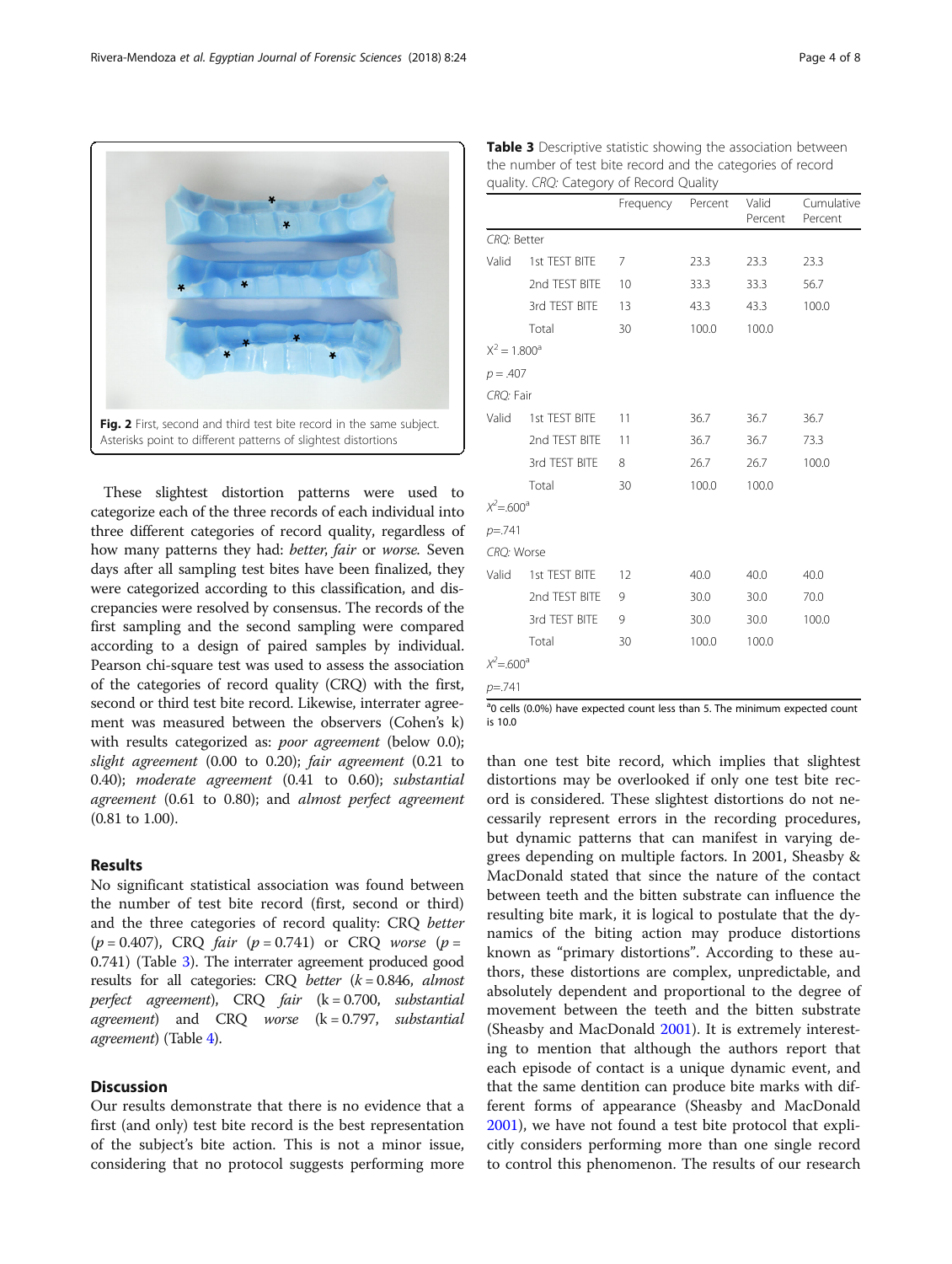Fig. 2 First, second and third test bite record in the same subject. Asterisks point to different patterns of slightest distortions

These slightest distortion patterns were used to categorize each of the three records of each individual into three different categories of record quality, regardless of how many patterns they had: *better*, *fair* or *worse*. Seven days after all sampling test bites have been finalized, they were categorized according to this classification, and discrepancies were resolved by consensus. The records of the first sampling and the second sampling were compared according to a design of paired samples by individual. Pearson chi-square test was used to assess the association of the categories of record quality (CRQ) with the first, second or third test bite record. Likewise, interrater agreement was measured between the observers (Cohen's k) with results categorized as: *poor agreement* (below 0.0); *slight agreement* (0.00 to 0.20); *fair agreement* (0.21 to 0.40); *moderate agreement* (0.41 to 0.60); *substantial agreement* (0.61 to 0.80); and *almost perfect agreement* (0.81 to 1.00).

## Results

No significant statistical association was found between the number of test bite record (first, second or third) and the three categories of record quality: CRQ *better* ($p = 0.407$), CRQ *fair* ($p = 0.741$) or CRQ *worse* ($p = 0.741$) (Table 3). The interrater agreement produced good results for all categories: CRQ *better* ($k = 0.846$, *almost perfect agreement*), CRQ *fair* ($k = 0.700$, *substantial agreement*) and CRQ *worse* ($k = 0.797$, *substantial agreement*) (Table 4).

**Table 3** Descriptive statistic showing the association between the number of test bite record and the categories of record quality. *CRQ*: Category of Record Quality

| | | Frequency | Percent | Valid Percent | Cumulative Percent |
|---|---|---|---|---|---|
| *CRQ*: Better | | | | | |
| Valid | 1st TEST BITE | 7 | 23.3 | 23.3 | 23.3 |
| | 2nd TEST BITE | 10 | 33.3 | 33.3 | 56.7 |
| | 3rd TEST BITE | 13 | 43.3 | 43.3 | 100.0 |
| | Total | 30 | 100.0 | 100.0 | |
| $X^2 = 1.800^a$ | | | | | |
| $p = .407$ | | | | | |
| *CRQ*: Fair | | | | | |
| Valid | 1st TEST BITE | 11 | 36.7 | 36.7 | 36.7 |
| | 2nd TEST BITE | 11 | 36.7 | 36.7 | 73.3 |
| | 3rd TEST BITE | 8 | 26.7 | 26.7 | 100.0 |
| | Total | 30 | 100.0 | 100.0 | |
| $X^2 = .600^a$ | | | | | |
| $p = .741$ | | | | | |
| *CRQ*: Worse | | | | | |
| Valid | 1st TEST BITE | 12 | 40.0 | 40.0 | 40.0 |
| | 2nd TEST BITE | 9 | 30.0 | 30.0 | 70.0 |
| | 3rd TEST BITE | 9 | 30.0 | 30.0 | 100.0 |
| | Total | 30 | 100.0 | 100.0 | |
| $X^2 = .600^a$ | | | | | |
| $p = .741$ | | | | | |

[a] 0 cells (0.0%) have expected count less than 5. The minimum expected count is 10.0

## Discussion

Our results demonstrate that there is no evidence that a first (and only) test bite record is the best representation of the subject's bite action. This is not a minor issue, considering that no protocol suggests performing more than one test bite record, which implies that slightest distortions may be overlooked if only one test bite record is considered. These slightest distortions do not necessarily represent errors in the recording procedures, but dynamic patterns that can manifest in varying degrees depending on multiple factors. In 2001, Sheasby & MacDonald stated that since the nature of the contact between teeth and the bitten substrate can influence the resulting bite mark, it is logical to postulate that the dynamics of the biting action may produce distortions known as "primary distortions". According to these authors, these distortions are complex, unpredictable, and absolutely dependent and proportional to the degree of movement between the teeth and the bitten substrate (Sheasby and MacDonald 2001). It is extremely interesting to mention that although the authors report that each episode of contact is a unique dynamic event, and that the same dentition can produce bite marks with different forms of appearance (Sheasby and MacDonald 2001), we have not found a test bite protocol that explicitly considers performing more than one single record to control this phenomenon. The results of our research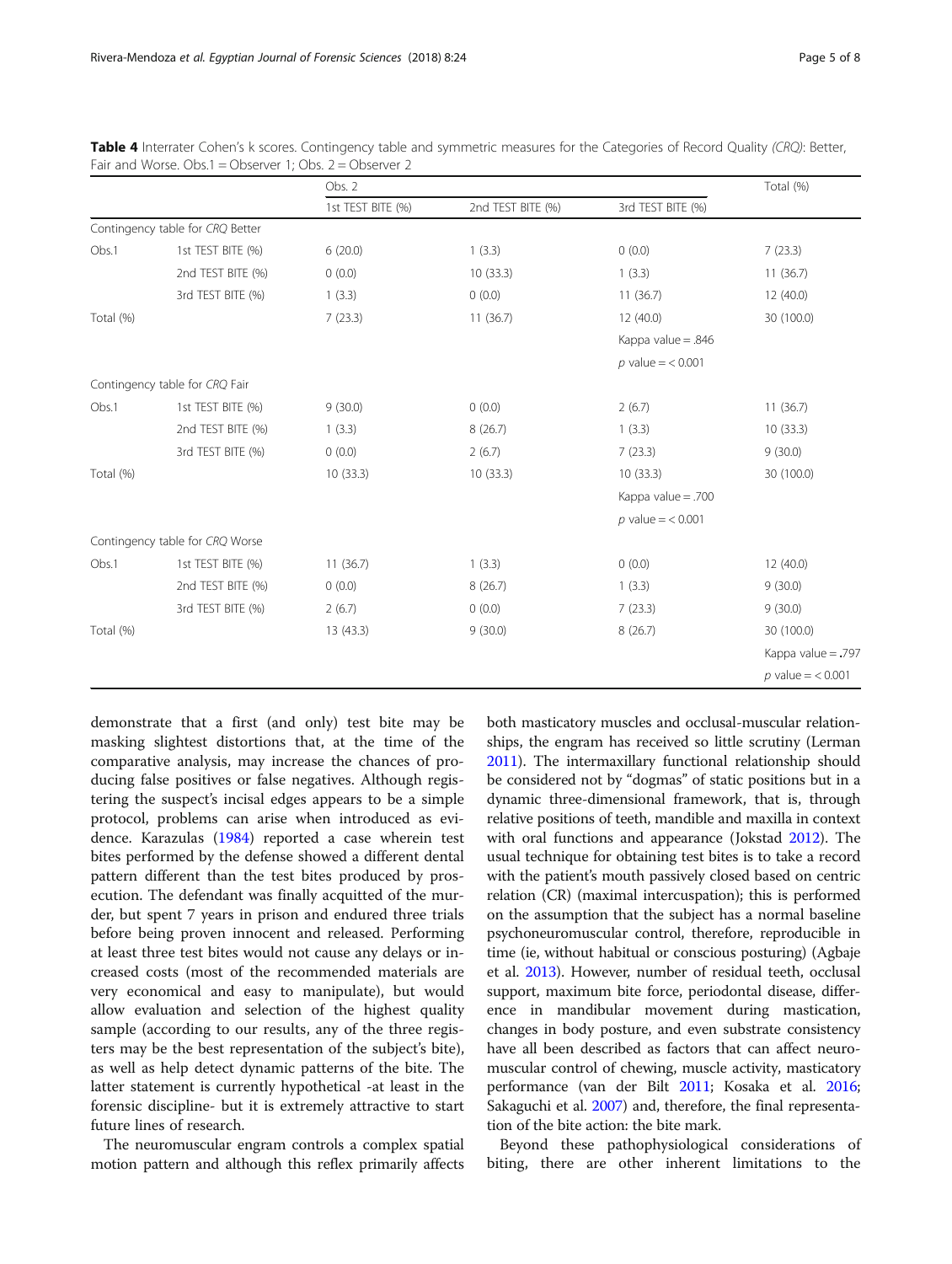**Table 4** Interrater Cohen's k scores. Contingency table and symmetric measures for the Categories of Record Quality *(CRQ)*: Better, Fair and Worse. Obs.1 = Observer 1; Obs. 2 = Observer 2

| | | Obs. 2 | | | Total (%) |
|---|---|---|---|---|---|
| | | 1st TEST BITE (%) | 2nd TEST BITE (%) | 3rd TEST BITE (%) | |
| Contingency table for *CRQ* Better | | | | | |
| Obs.1 | 1st TEST BITE (%) | 6 (20.0) | 1 (3.3) | 0 (0.0) | 7 (23.3) |
| | 2nd TEST BITE (%) | 0 (0.0) | 10 (33.3) | 1 (3.3) | 11 (36.7) |
| | 3rd TEST BITE (%) | 1 (3.3) | 0 (0.0) | 11 (36.7) | 12 (40.0) |
| Total (%) | | 7 (23.3) | 11 (36.7) | 12 (40.0) | 30 (100.0) |
| | | | | Kappa value = .846 | |
| | | | | *p* value = < 0.001 | |
| Contingency table for *CRQ* Fair | | | | | |
| Obs.1 | 1st TEST BITE (%) | 9 (30.0) | 0 (0.0) | 2 (6.7) | 11 (36.7) |
| | 2nd TEST BITE (%) | 1 (3.3) | 8 (26.7) | 1 (3.3) | 10 (33.3) |
| | 3rd TEST BITE (%) | 0 (0.0) | 2 (6.7) | 7 (23.3) | 9 (30.0) |
| Total (%) | | 10 (33.3) | 10 (33.3) | 10 (33.3) | 30 (100.0) |
| | | | | Kappa value = .700 | |
| | | | | *p* value = < 0.001 | |
| Contingency table for *CRQ* Worse | | | | | |
| Obs.1 | 1st TEST BITE (%) | 11 (36.7) | 1 (3.3) | 0 (0.0) | 12 (40.0) |
| | 2nd TEST BITE (%) | 0 (0.0) | 8 (26.7) | 1 (3.3) | 9 (30.0) |
| | 3rd TEST BITE (%) | 2 (6.7) | 0 (0.0) | 7 (23.3) | 9 (30.0) |
| Total (%) | | 13 (43.3) | 9 (30.0) | 8 (26.7) | 30 (100.0) |
| | | | | | Kappa value = .797 |
| | | | | | *p* value = < 0.001 |

demonstrate that a first (and only) test bite may be masking slightest distortions that, at the time of the comparative analysis, may increase the chances of producing false positives or false negatives. Although registering the suspect's incisal edges appears to be a simple protocol, problems can arise when introduced as evidence. Karazulas (1984) reported a case wherein test bites performed by the defense showed a different dental pattern different than the test bites produced by prosecution. The defendant was finally acquitted of the murder, but spent 7 years in prison and endured three trials before being proven innocent and released. Performing at least three test bites would not cause any delays or increased costs (most of the recommended materials are very economical and easy to manipulate), but would allow evaluation and selection of the highest quality sample (according to our results, any of the three registers may be the best representation of the subject's bite), as well as help detect dynamic patterns of the bite. The latter statement is currently hypothetical -at least in the forensic discipline- but it is extremely attractive to start future lines of research.

The neuromuscular engram controls a complex spatial motion pattern and although this reflex primarily affects both masticatory muscles and occlusal-muscular relationships, the engram has received so little scrutiny (Lerman 2011). The intermaxillary functional relationship should be considered not by "dogmas" of static positions but in a dynamic three-dimensional framework, that is, through relative positions of teeth, mandible and maxilla in context with oral functions and appearance (Jokstad 2012). The usual technique for obtaining test bites is to take a record with the patient's mouth passively closed based on centric relation (CR) (maximal intercuspation); this is performed on the assumption that the subject has a normal baseline psychoneuromuscular control, therefore, reproducible in time (ie, without habitual or conscious posturing) (Agbaje et al. 2013). However, number of residual teeth, occlusal support, maximum bite force, periodontal disease, difference in mandibular movement during mastication, changes in body posture, and even substrate consistency have all been described as factors that can affect neuromuscular control of chewing, muscle activity, masticatory performance (van der Bilt 2011; Kosaka et al. 2016; Sakaguchi et al. 2007) and, therefore, the final representation of the bite action: the bite mark.

Beyond these pathophysiological considerations of biting, there are other inherent limitations to the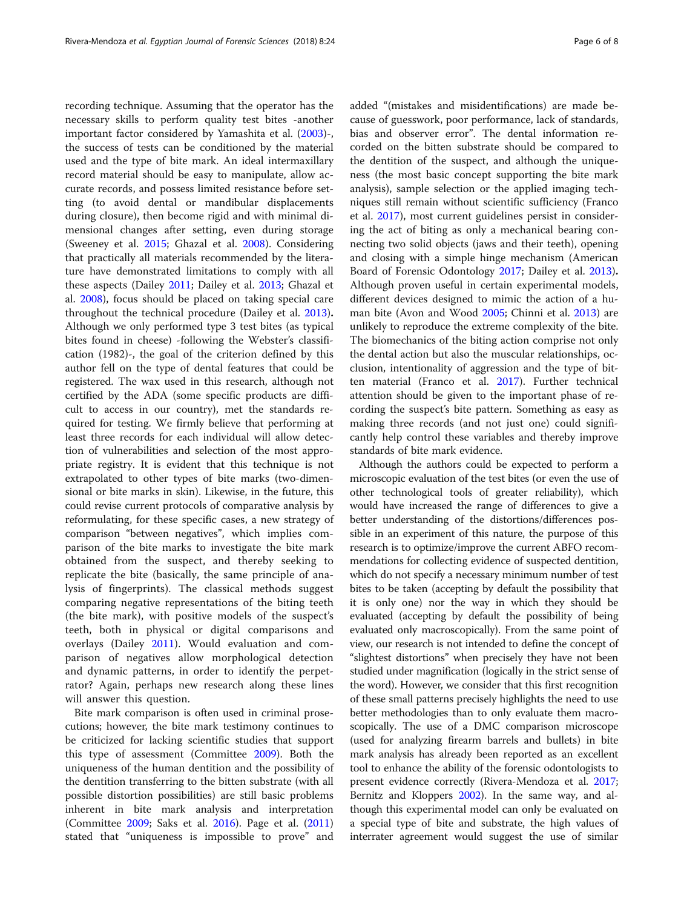recording technique. Assuming that the operator has the necessary skills to perform quality test bites -another important factor considered by Yamashita et al. (2003)-, the success of tests can be conditioned by the material used and the type of bite mark. An ideal intermaxillary record material should be easy to manipulate, allow accurate records, and possess limited resistance before setting (to avoid dental or mandibular displacements during closure), then become rigid and with minimal dimensional changes after setting, even during storage (Sweeney et al. 2015; Ghazal et al. 2008). Considering that practically all materials recommended by the literature have demonstrated limitations to comply with all these aspects (Dailey 2011; Dailey et al. 2013; Ghazal et al. 2008), focus should be placed on taking special care throughout the technical procedure (Dailey et al. 2013). Although we only performed type 3 test bites (as typical bites found in cheese) -following the Webster's classification (1982)-, the goal of the criterion defined by this author fell on the type of dental features that could be registered. The wax used in this research, although not certified by the ADA (some specific products are difficult to access in our country), met the standards required for testing. We firmly believe that performing at least three records for each individual will allow detection of vulnerabilities and selection of the most appropriate registry. It is evident that this technique is not extrapolated to other types of bite marks (two-dimensional or bite marks in skin). Likewise, in the future, this could revise current protocols of comparative analysis by reformulating, for these specific cases, a new strategy of comparison "between negatives", which implies comparison of the bite marks to investigate the bite mark obtained from the suspect, and thereby seeking to replicate the bite (basically, the same principle of analysis of fingerprints). The classical methods suggest comparing negative representations of the biting teeth (the bite mark), with positive models of the suspect's teeth, both in physical or digital comparisons and overlays (Dailey 2011). Would evaluation and comparison of negatives allow morphological detection and dynamic patterns, in order to identify the perpetrator? Again, perhaps new research along these lines will answer this question.

Bite mark comparison is often used in criminal prosecutions; however, the bite mark testimony continues to be criticized for lacking scientific studies that support this type of assessment (Committee 2009). Both the uniqueness of the human dentition and the possibility of the dentition transferring to the bitten substrate (with all possible distortion possibilities) are still basic problems inherent in bite mark analysis and interpretation (Committee 2009; Saks et al. 2016). Page et al. (2011) stated that "uniqueness is impossible to prove" and added "(mistakes and misidentifications) are made because of guesswork, poor performance, lack of standards, bias and observer error". The dental information recorded on the bitten substrate should be compared to the dentition of the suspect, and although the uniqueness (the most basic concept supporting the bite mark analysis), sample selection or the applied imaging techniques still remain without scientific sufficiency (Franco et al. 2017), most current guidelines persist in considering the act of biting as only a mechanical bearing connecting two solid objects (jaws and their teeth), opening and closing with a simple hinge mechanism (American Board of Forensic Odontology 2017; Dailey et al. 2013). Although proven useful in certain experimental models, different devices designed to mimic the action of a human bite (Avon and Wood 2005; Chinni et al. 2013) are unlikely to reproduce the extreme complexity of the bite. The biomechanics of the biting action comprise not only the dental action but also the muscular relationships, occlusion, intentionality of aggression and the type of bitten material (Franco et al. 2017). Further technical attention should be given to the important phase of recording the suspect's bite pattern. Something as easy as making three records (and not just one) could significantly help control these variables and thereby improve standards of bite mark evidence.

Although the authors could be expected to perform a microscopic evaluation of the test bites (or even the use of other technological tools of greater reliability), which would have increased the range of differences to give a better understanding of the distortions/differences possible in an experiment of this nature, the purpose of this research is to optimize/improve the current ABFO recommendations for collecting evidence of suspected dentition, which do not specify a necessary minimum number of test bites to be taken (accepting by default the possibility that it is only one) nor the way in which they should be evaluated (accepting by default the possibility of being evaluated only macroscopically). From the same point of view, our research is not intended to define the concept of "slightest distortions" when precisely they have not been studied under magnification (logically in the strict sense of the word). However, we consider that this first recognition of these small patterns precisely highlights the need to use better methodologies than to only evaluate them macroscopically. The use of a DMC comparison microscope (used for analyzing firearm barrels and bullets) in bite mark analysis has already been reported as an excellent tool to enhance the ability of the forensic odontologists to present evidence correctly (Rivera-Mendoza et al. 2017; Bernitz and Kloppers 2002). In the same way, and although this experimental model can only be evaluated on a special type of bite and substrate, the high values of interrater agreement would suggest the use of similar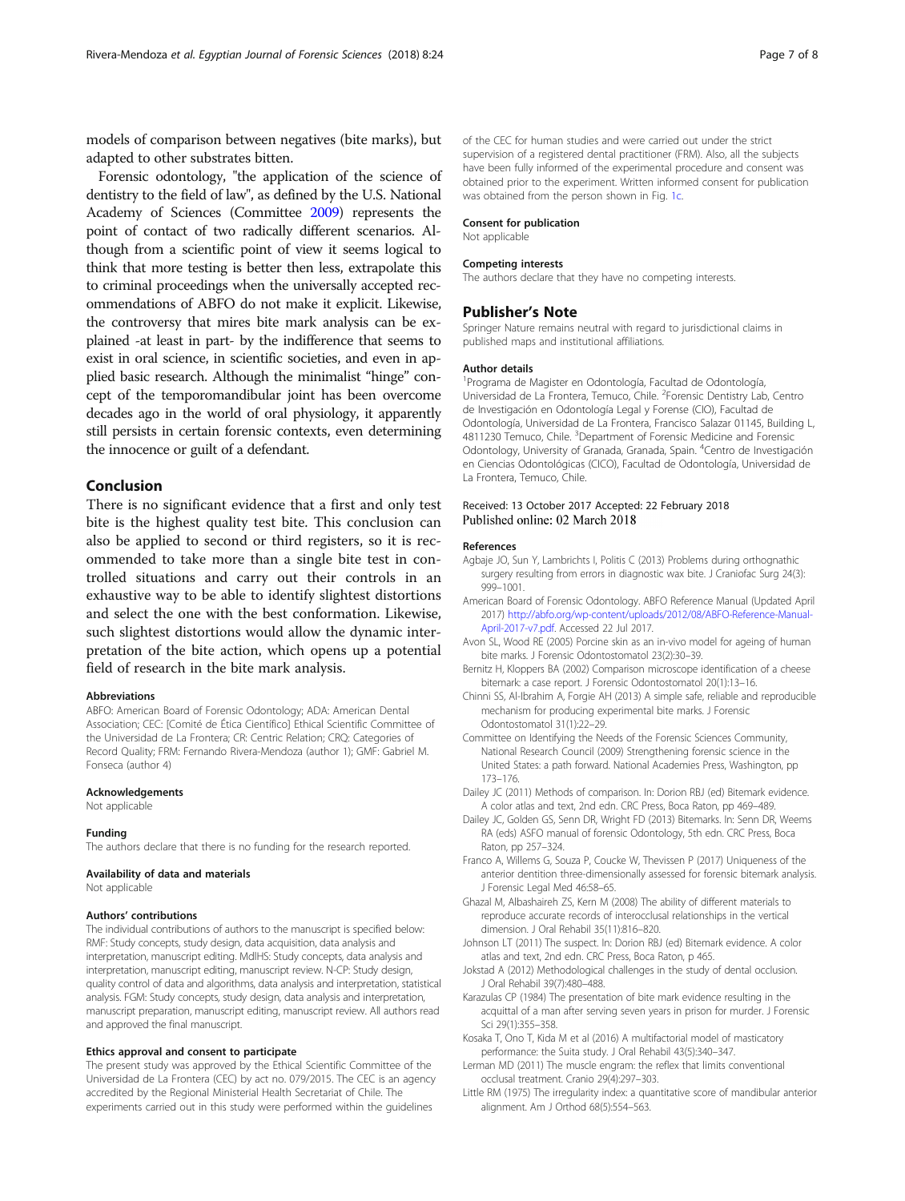models of comparison between negatives (bite marks), but adapted to other substrates bitten.

Forensic odontology, "the application of the science of dentistry to the field of law", as defined by the U.S. National Academy of Sciences (Committee 2009) represents the point of contact of two radically different scenarios. Although from a scientific point of view it seems logical to think that more testing is better then less, extrapolate this to criminal proceedings when the universally accepted recommendations of ABFO do not make it explicit. Likewise, the controversy that mires bite mark analysis can be explained -at least in part- by the indifference that seems to exist in oral science, in scientific societies, and even in applied basic research. Although the minimalist "hinge" concept of the temporomandibular joint has been overcome decades ago in the world of oral physiology, it apparently still persists in certain forensic contexts, even determining the innocence or guilt of a defendant.

## Conclusion

There is no significant evidence that a first and only test bite is the highest quality test bite. This conclusion can also be applied to second or third registers, so it is recommended to take more than a single bite test in controlled situations and carry out their controls in an exhaustive way to be able to identify slightest distortions and select the one with the best conformation. Likewise, such slightest distortions would allow the dynamic interpretation of the bite action, which opens up a potential field of research in the bite mark analysis.

#### Abbreviations

ABFO: American Board of Forensic Odontology; ADA: American Dental Association; CEC: [Comité de Ética Científico] Ethical Scientific Committee of the Universidad de La Frontera; CR: Centric Relation; CRQ: Categories of Record Quality; FRM: Fernando Rivera-Mendoza (author 1); GMF: Gabriel M. Fonseca (author 4)

#### Acknowledgements

Not applicable

#### Funding

The authors declare that there is no funding for the research reported.

#### Availability of data and materials

Not applicable

#### Authors' contributions

The individual contributions of authors to the manuscript is specified below: RMF: Study concepts, study design, data acquisition, data analysis and interpretation, manuscript editing. MdlHS: Study concepts, data analysis and interpretation, manuscript editing, manuscript review. N-CP: Study design, quality control of data and algorithms, data analysis and interpretation, statistical analysis. FGM: Study concepts, study design, data analysis and interpretation, manuscript preparation, manuscript editing, manuscript review. All authors read and approved the final manuscript.

#### Ethics approval and consent to participate

The present study was approved by the Ethical Scientific Committee of the Universidad de La Frontera (CEC) by act no. 079/2015. The CEC is an agency accredited by the Regional Ministerial Health Secretariat of Chile. The experiments carried out in this study were performed within the guidelines of the CEC for human studies and were carried out under the strict supervision of a registered dental practitioner (FRM). Also, all the subjects have been fully informed of the experimental procedure and consent was obtained prior to the experiment. Written informed consent for publication was obtained from the person shown in Fig. 1c.

#### Consent for publication

Not applicable

#### Competing interests

The authors declare that they have no competing interests.

## Publisher's Note

Springer Nature remains neutral with regard to jurisdictional claims in published maps and institutional affiliations.

#### Author details

[1]Programa de Magister en Odontología, Facultad de Odontología, Universidad de La Frontera, Temuco, Chile. [2]Forensic Dentistry Lab, Centro de Investigación en Odontología Legal y Forense (CIO), Facultad de Odontología, Universidad de La Frontera, Francisco Salazar 01145, Building L, 4811230 Temuco, Chile. [3]Department of Forensic Medicine and Forensic Odontology, University of Granada, Granada, Spain. [4]Centro de Investigación en Ciencias Odontológicas (CICO), Facultad de Odontología, Universidad de La Frontera, Temuco, Chile.

Received: 13 October 2017 Accepted: 22 February 2018
Published online: 02 March 2018

#### References

Agbaje JO, Sun Y, Lambrichts I, Politis C (2013) Problems during orthognathic surgery resulting from errors in diagnostic wax bite. J Craniofac Surg 24(3): 999–1001.

American Board of Forensic Odontology. ABFO Reference Manual (Updated April 2017) http://abfo.org/wp-content/uploads/2012/08/ABFO-Reference-Manual-April-2017-v7.pdf. Accessed 22 Jul 2017.

Avon SL, Wood RE (2005) Porcine skin as an in-vivo model for ageing of human bite marks. J Forensic Odontostomatol 23(2):30–39.

Bernitz H, Kloppers BA (2002) Comparison microscope identification of a cheese bitemark: a case report. J Forensic Odontostomatol 20(1):13–16.

Chinni SS, Al-Ibrahim A, Forgie AH (2013) A simple safe, reliable and reproducible mechanism for producing experimental bite marks. J Forensic Odontostomatol 31(1):22–29.

Committee on Identifying the Needs of the Forensic Sciences Community, National Research Council (2009) Strengthening forensic science in the United States: a path forward. National Academies Press, Washington, pp 173–176.

Dailey JC (2011) Methods of comparison. In: Dorion RBJ (ed) Bitemark evidence. A color atlas and text, 2nd edn. CRC Press, Boca Raton, pp 469–489.

Dailey JC, Golden GS, Senn DR, Wright FD (2013) Bitemarks. In: Senn DR, Weems RA (eds) ASFO manual of forensic Odontology, 5th edn. CRC Press, Boca Raton, pp 257–324.

Franco A, Willems G, Souza P, Coucke W, Thevissen P (2017) Uniqueness of the anterior dentition three-dimensionally assessed for forensic bitemark analysis. J Forensic Legal Med 46:58–65.

Ghazal M, Albashaireh ZS, Kern M (2008) The ability of different materials to reproduce accurate records of interocclusal relationships in the vertical dimension. J Oral Rehabil 35(11):816–820.

Johnson LT (2011) The suspect. In: Dorion RBJ (ed) Bitemark evidence. A color atlas and text, 2nd edn. CRC Press, Boca Raton, p 465.

Jokstad A (2012) Methodological challenges in the study of dental occlusion. J Oral Rehabil 39(7):480–488.

Karazulas CP (1984) The presentation of bite mark evidence resulting in the acquittal of a man after serving seven years in prison for murder. J Forensic Sci 29(1):355–358.

Kosaka T, Ono T, Kida M et al (2016) A multifactorial model of masticatory performance: the Suita study. J Oral Rehabil 43(5):340–347.

Lerman MD (2011) The muscle engram: the reflex that limits conventional occlusal treatment. Cranio 29(4):297–303.

Little RM (1975) The irregularity index: a quantitative score of mandibular anterior alignment. Am J Orthod 68(5):554–563.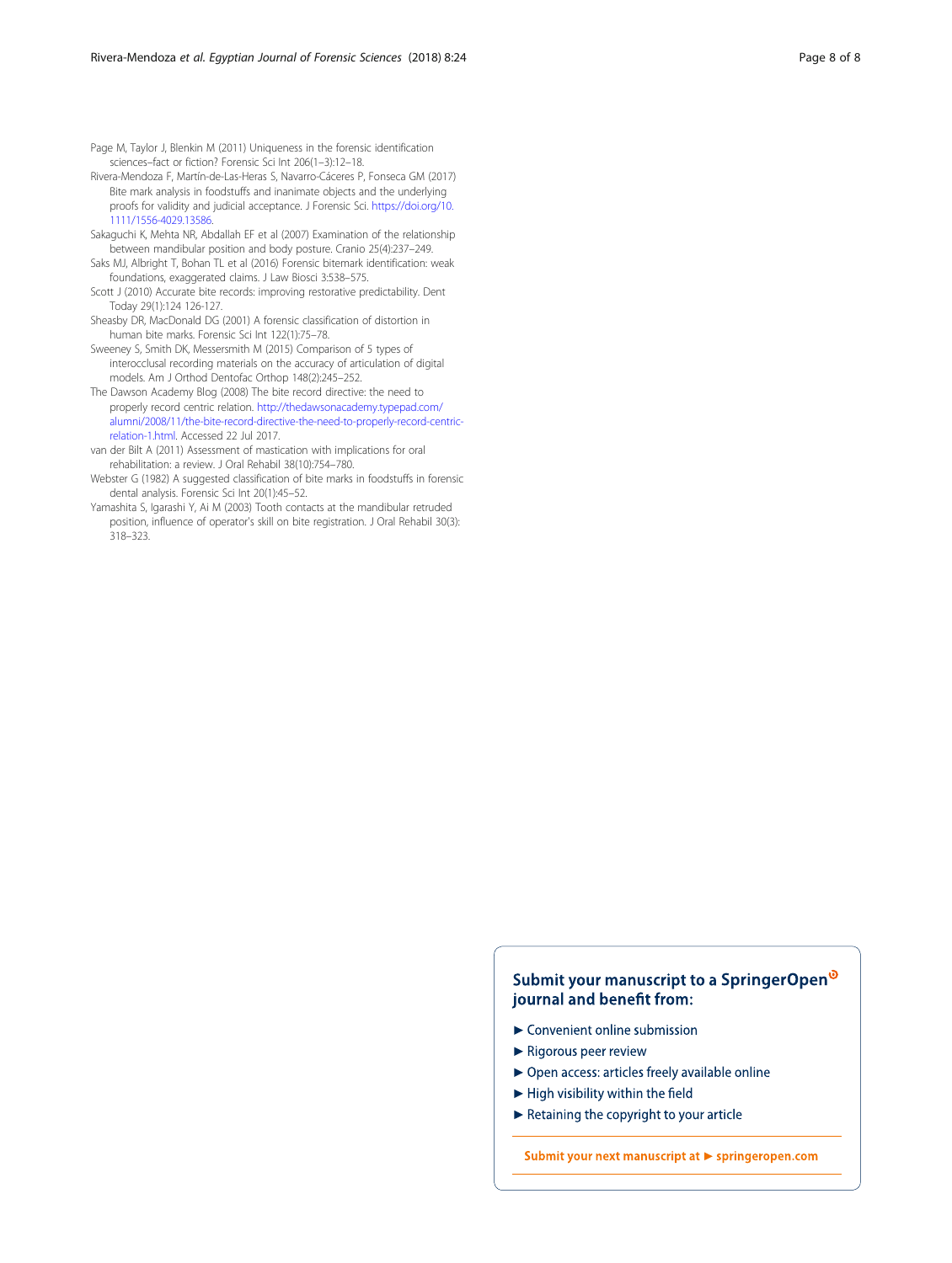Page M, Taylor J, Blenkin M (2011) Uniqueness in the forensic identification sciences–fact or fiction? Forensic Sci Int 206(1–3):12–18.

Rivera-Mendoza F, Martín-de-Las-Heras S, Navarro-Cáceres P, Fonseca GM (2017) Bite mark analysis in foodstuffs and inanimate objects and the underlying proofs for validity and judicial acceptance. J Forensic Sci. https://doi.org/10.1111/1556-4029.13586.

Sakaguchi K, Mehta NR, Abdallah EF et al (2007) Examination of the relationship between mandibular position and body posture. Cranio 25(4):237–249.

Saks MJ, Albright T, Bohan TL et al (2016) Forensic bitemark identification: weak foundations, exaggerated claims. J Law Biosci 3:538–575.

Scott J (2010) Accurate bite records: improving restorative predictability. Dent Today 29(1):124 126-127.

Sheasby DR, MacDonald DG (2001) A forensic classification of distortion in human bite marks. Forensic Sci Int 122(1):75–78.

Sweeney S, Smith DK, Messersmith M (2015) Comparison of 5 types of interocclusal recording materials on the accuracy of articulation of digital models. Am J Orthod Dentofac Orthop 148(2):245–252.

The Dawson Academy Blog (2008) The bite record directive: the need to properly record centric relation. http://thedawsonacademy.typepad.com/alumni/2008/11/the-bite-record-directive-the-need-to-properly-record-centric-relation-1.html. Accessed 22 Jul 2017.

van der Bilt A (2011) Assessment of mastication with implications for oral rehabilitation: a review. J Oral Rehabil 38(10):754–780.

Webster G (1982) A suggested classification of bite marks in foodstuffs in forensic dental analysis. Forensic Sci Int 20(1):45–52.

Yamashita S, Igarashi Y, Ai M (2003) Tooth contacts at the mandibular retruded position, influence of operator's skill on bite registration. J Oral Rehabil 30(3):318–323.

**Submit your manuscript to a SpringerOpen journal and benefit from:**

- ► Convenient online submission
- ► Rigorous peer review
- ► Open access: articles freely available online
- ► High visibility within the field
- ► Retaining the copyright to your article

**Submit your next manuscript at ► springeropen.com**